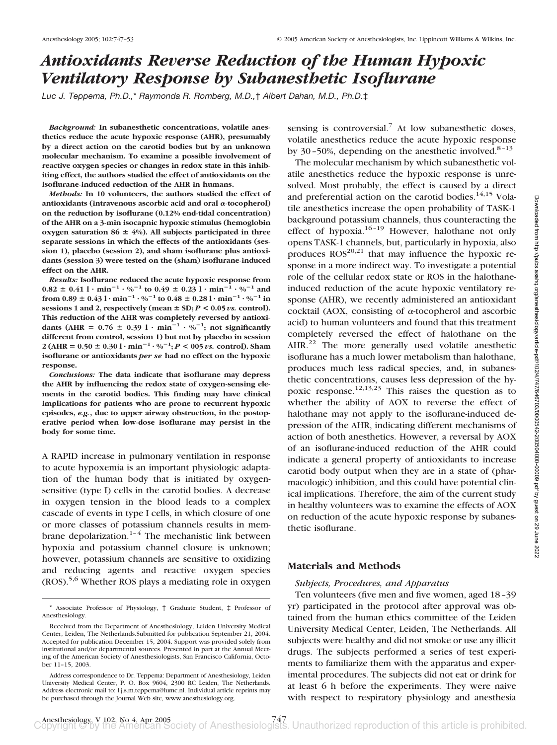# Antioxidants Reverse Reduction of the Human Hypoxic Ventilatory Response by Subanesthetic Isoflurane

*Luc J. Teppema, Ph.D.,\* Raymonda R. Romberg, M.D.,† Albert Dahan, M.D., Ph.D.‡*

***Background:*** **In subanesthetic concentrations, volatile anesthetics reduce the acute hypoxic response (AHR), presumably by a direct action on the carotid bodies but by an unknown molecular mechanism. To examine a possible involvement of reactive oxygen species or changes in redox state in this inhibiting effect, the authors studied the effect of antioxidants on the isoflurane-induced reduction of the AHR in humans.**

***Methods:*** **In 10 volunteers, the authors studied the effect of antioxidants (intravenous ascorbic acid and oral α-tocopherol) on the reduction by isoflurane (0.12% end-tidal concentration) of the AHR on a 3-min isocapnic hypoxic stimulus (hemoglobin oxygen saturation 86 ± 4%). All subjects participated in three separate sessions in which the effects of the antioxidants (session 1), placebo (session 2), and sham isoflurane plus antioxidants (session 3) were tested on the (sham) isoflurane-induced effect on the AHR.**

***Results:*** **Isoflurane reduced the acute hypoxic response from 0.82 ± 0.41 $l \cdot min^{-1} \cdot \%^{-1}$ to 0.49 ± 0.23 $l \cdot min^{-1} \cdot \%^{-1}$ and from 0.89 ± 0.43 $l \cdot min^{-1} \cdot \%^{-1}$ to 0.48 ± 0.28 $l \cdot min^{-1} \cdot \%^{-1}$ in sessions 1 and 2, respectively (mean ± SD; $P < 0.05$ *vs.* control). This reduction of the AHR was completely reversed by antioxidants (AHR = 0.76 ± 0.39 $l \cdot min^{-1} \cdot \%^{-1}$; not significantly different from control, session 1) but not by placebo in session 2 (AHR = 0.50 ± 0.30 $l \cdot min^{-1} \cdot \%^{-1}$; $P < 005$ *vs.* control). Sham isoflurane or antioxidants *per se* had no effect on the hypoxic response.**

***Conclusions:*** **The data indicate that isoflurane may depress the AHR by influencing the redox state of oxygen-sensing elements in the carotid bodies. This finding may have clinical implications for patients who are prone to recurrent hypoxic episodes, *e.g.*, due to upper airway obstruction, in the postoperative period when low-dose isoflurane may persist in the body for some time.**

A RAPID increase in pulmonary ventilation in response to acute hypoxemia is an important physiologic adaptation of the human body that is initiated by oxygen-sensitive (type I) cells in the carotid bodies. A decrease in oxygen tension in the blood leads to a complex cascade of events in type I cells, in which closure of one or more classes of potassium channels results in membrane depolarization.[1–4] The mechanistic link between hypoxia and potassium channel closure is unknown; however, potassium channels are sensitive to oxidizing and reducing agents and reactive oxygen species (ROS).[5,6] Whether ROS plays a mediating role in oxygen sensing is controversial.[7] At low subanesthetic doses, volatile anesthetics reduce the acute hypoxic response by 30–50%, depending on the anesthetic involved.[8–13]

The molecular mechanism by which subanesthetic volatile anesthetics reduce the hypoxic response is unresolved. Most probably, the effect is caused by a direct and preferential action on the carotid bodies.[14,15] Volatile anesthetics increase the open probability of TASK-1 background potassium channels, thus counteracting the effect of hypoxia.[16–19] However, halothane not only opens TASK-1 channels, but, particularly in hypoxia, also produces ROS[20,21] that may influence the hypoxic response in a more indirect way. To investigate a potential role of the cellular redox state or ROS in the halothane-induced reduction of the acute hypoxic ventilatory response (AHR), we recently administered an antioxidant cocktail (AOX, consisting of α-tocopherol and ascorbic acid) to human volunteers and found that this treatment completely reversed the effect of halothane on the AHR.[22] The more generally used volatile anesthetic isoflurane has a much lower metabolism than halothane, produces much less radical species, and, in subanesthetic concentrations, causes less depression of the hypoxic response.[12,13,23] This raises the question as to whether the ability of AOX to reverse the effect of halothane may not apply to the isoflurane-induced depression of the AHR, indicating different mechanisms of action of both anesthetics. However, a reversal by AOX of an isoflurane-induced reduction of the AHR could indicate a general property of antioxidants to increase carotid body output when they are in a state of (pharmacologic) inhibition, and this could have potential clinical implications. Therefore, the aim of the current study in healthy volunteers was to examine the effects of AOX on reduction of the acute hypoxic response by subanesthetic isoflurane.

## Materials and Methods

### *Subjects, Procedures, and Apparatus*

Ten volunteers (five men and five women, aged 18–39 yr) participated in the protocol after approval was obtained from the human ethics committee of the Leiden University Medical Center, Leiden, The Netherlands. All subjects were healthy and did not smoke or use any illicit drugs. The subjects performed a series of test experiments to familiarize them with the apparatus and experimental procedures. The subjects did not eat or drink for at least 6 h before the experiments. They were naive with respect to respiratory physiology and anesthesia

---

\* Associate Professor of Physiology, † Graduate Student, ‡ Professor of Anesthesiology.

Received from the Department of Anesthesiology, Leiden University Medical Center, Leiden, The Netherlands.Submitted for publication September 21, 2004. Accepted for publication December 15, 2004. Support was provided solely from institutional and/or departmental sources. Presented in part at the Annual Meeting of the American Society of Anesthesiologists, San Francisco California, October 11–15, 2003.

Address correspondence to Dr. Teppema: Department of Anesthesiology, Leiden University Medical Center, P. O. Box 9604, 2300 RC Leiden, The Netherlands. Address electronic mail to: l.j.s.m.teppema@lumc.nl. Individual article reprints may be purchased through the Journal Web site, www.anesthesiology.org.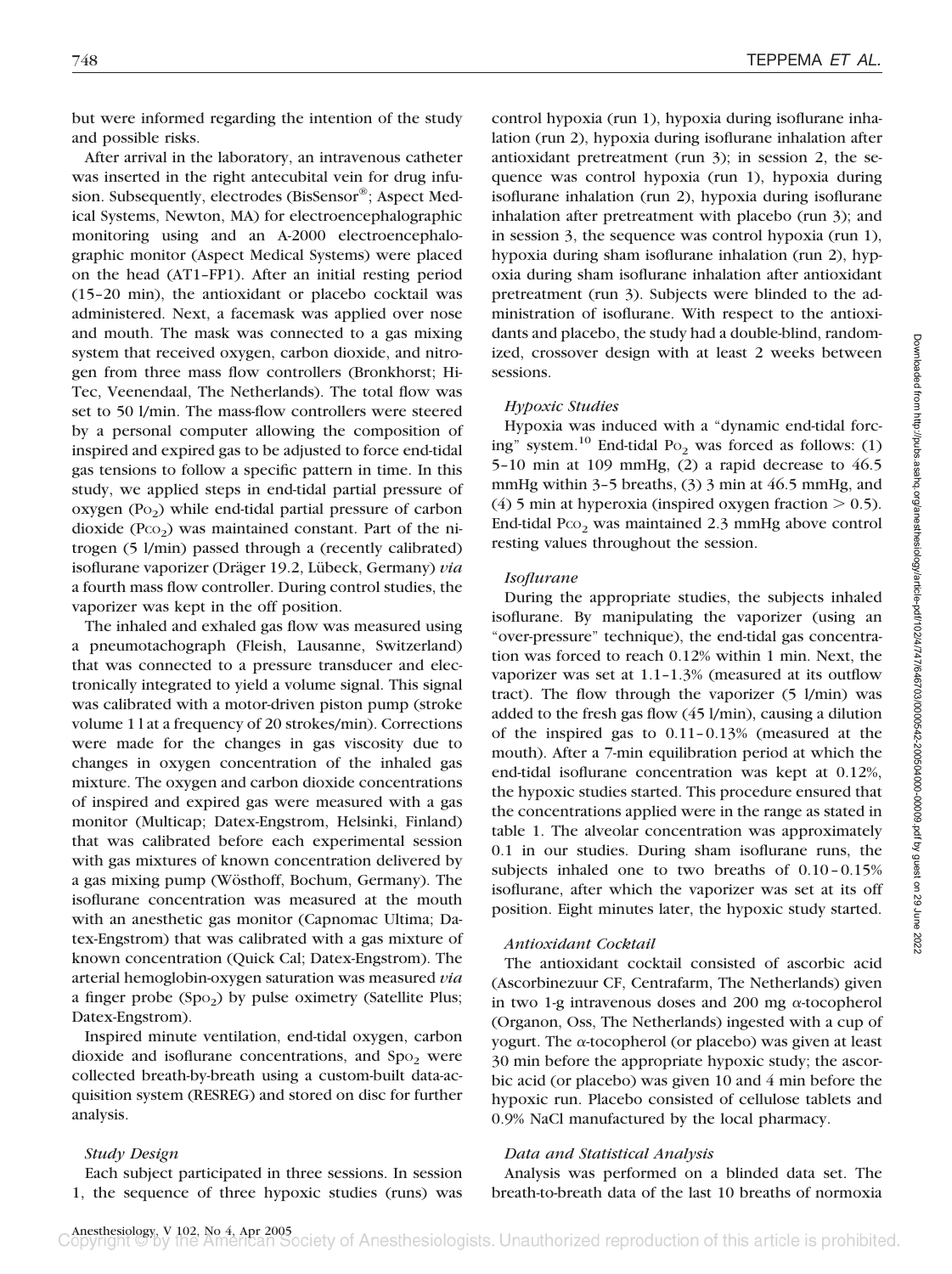but were informed regarding the intention of the study and possible risks.

After arrival in the laboratory, an intravenous catheter was inserted in the right antecubital vein for drug infusion. Subsequently, electrodes (BisSensor®; Aspect Medical Systems, Newton, MA) for electroencephalographic monitoring using and an A-2000 electroencephalographic monitor (Aspect Medical Systems) were placed on the head (AT1–FP1). After an initial resting period (15–20 min), the antioxidant or placebo cocktail was administered. Next, a facemask was applied over nose and mouth. The mask was connected to a gas mixing system that received oxygen, carbon dioxide, and nitrogen from three mass flow controllers (Bronkhorst; Hi-Tec, Veenendaal, The Netherlands). The total flow was set to 50 l/min. The mass-flow controllers were steered by a personal computer allowing the composition of inspired and expired gas to be adjusted to force end-tidal gas tensions to follow a specific pattern in time. In this study, we applied steps in end-tidal partial pressure of oxygen ($P_{O_2}$) while end-tidal partial pressure of carbon dioxide ($P_{CO_2}$) was maintained constant. Part of the nitrogen (5 l/min) passed through a (recently calibrated) isoflurane vaporizer (Dräger 19.2, Lübeck, Germany) *via* a fourth mass flow controller. During control studies, the vaporizer was kept in the off position.

The inhaled and exhaled gas flow was measured using a pneumotachograph (Fleish, Lausanne, Switzerland) that was connected to a pressure transducer and electronically integrated to yield a volume signal. This signal was calibrated with a motor-driven piston pump (stroke volume 1 l at a frequency of 20 strokes/min). Corrections were made for the changes in gas viscosity due to changes in oxygen concentration of the inhaled gas mixture. The oxygen and carbon dioxide concentrations of inspired and expired gas were measured with a gas monitor (Multicap; Datex-Engstrom, Helsinki, Finland) that was calibrated before each experimental session with gas mixtures of known concentration delivered by a gas mixing pump (Wösthoff, Bochum, Germany). The isoflurane concentration was measured at the mouth with an anesthetic gas monitor (Capnomac Ultima; Datex-Engstrom) that was calibrated with a gas mixture of known concentration (Quick Cal; Datex-Engstrom). The arterial hemoglobin-oxygen saturation was measured *via* a finger probe ($Sp_{O_2}$) by pulse oximetry (Satellite Plus; Datex-Engstrom).

Inspired minute ventilation, end-tidal oxygen, carbon dioxide and isoflurane concentrations, and $Sp_{O_2}$ were collected breath-by-breath using a custom-built data-acquisition system (RESREG) and stored on disc for further analysis.

### *Study Design*

Each subject participated in three sessions. In session 1, the sequence of three hypoxic studies (runs) was control hypoxia (run 1), hypoxia during isoflurane inhalation (run 2), hypoxia during isoflurane inhalation after antioxidant pretreatment (run 3); in session 2, the sequence was control hypoxia (run 1), hypoxia during isoflurane inhalation (run 2), hypoxia during isoflurane inhalation after pretreatment with placebo (run 3); and in session 3, the sequence was control hypoxia (run 1), hypoxia during sham isoflurane inhalation (run 2), hypoxia during sham isoflurane inhalation after antioxidant pretreatment (run 3). Subjects were blinded to the administration of isoflurane. With respect to the antioxidants and placebo, the study had a double-blind, randomized, crossover design with at least 2 weeks between sessions.

### *Hypoxic Studies*

Hypoxia was induced with a "dynamic end-tidal forcing" system.[10] End-tidal $P_{O_2}$ was forced as follows: (1) 5–10 min at 109 mmHg, (2) a rapid decrease to 46.5 mmHg within 3–5 breaths, (3) 3 min at 46.5 mmHg, and (4) 5 min at hyperoxia (inspired oxygen fraction $> 0.5$). End-tidal $P_{CO_2}$ was maintained 2.3 mmHg above control resting values throughout the session.

### *Isoflurane*

During the appropriate studies, the subjects inhaled isoflurane. By manipulating the vaporizer (using an "over-pressure" technique), the end-tidal gas concentration was forced to reach 0.12% within 1 min. Next, the vaporizer was set at 1.1–1.3% (measured at its outflow tract). The flow through the vaporizer (5 l/min) was added to the fresh gas flow (45 l/min), causing a dilution of the inspired gas to 0.11–0.13% (measured at the mouth). After a 7-min equilibration period at which the end-tidal isoflurane concentration was kept at 0.12%, the hypoxic studies started. This procedure ensured that the concentrations applied were in the range as stated in table 1. The alveolar concentration was approximately 0.1 in our studies. During sham isoflurane runs, the subjects inhaled one to two breaths of 0.10–0.15% isoflurane, after which the vaporizer was set at its off position. Eight minutes later, the hypoxic study started.

### *Antioxidant Cocktail*

The antioxidant cocktail consisted of ascorbic acid (Ascorbinezuur CF, Centrafarm, The Netherlands) given in two 1-g intravenous doses and 200 mg $\alpha$-tocopherol (Organon, Oss, The Netherlands) ingested with a cup of yogurt. The $\alpha$-tocopherol (or placebo) was given at least 30 min before the appropriate hypoxic study; the ascorbic acid (or placebo) was given 10 and 4 min before the hypoxic run. Placebo consisted of cellulose tablets and 0.9% NaCl manufactured by the local pharmacy.

### *Data and Statistical Analysis*

Analysis was performed on a blinded data set. The breath-to-breath data of the last 10 breaths of normoxia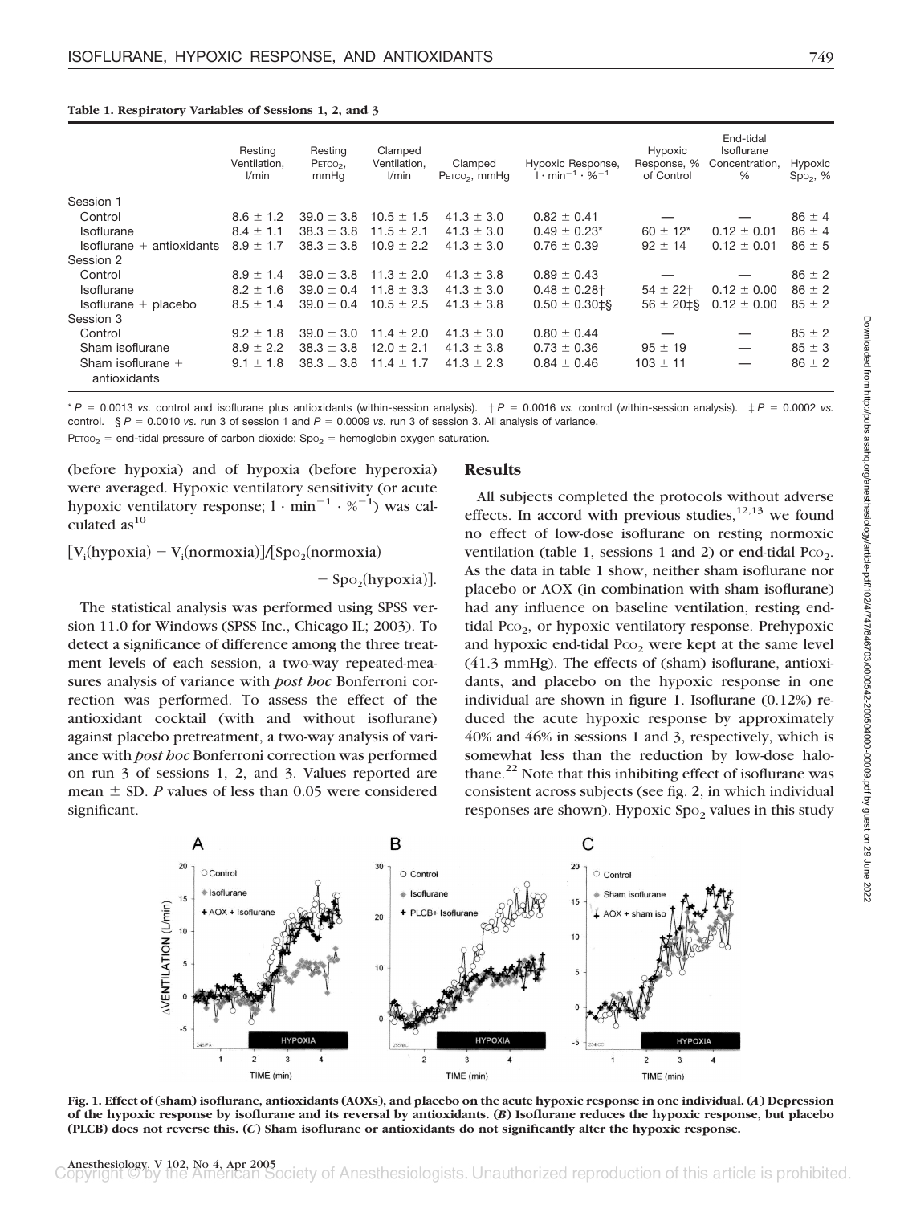**Table 1. Respiratory Variables of Sessions 1, 2, and 3**

| | Resting Ventilation, l/min | Resting $P_{ETCO_2}$, mmHg | Clamped Ventilation, l/min | Clamped $P_{ETCO_2}$, mmHg | Hypoxic Response, $l \cdot min^{-1} \cdot \%^{-1}$ | Hypoxic Response, % of Control | End-tidal Isoflurane Concentration, % | Hypoxic $Sp_{O_2}$, % |
|---|---|---|---|---|---|---|---|---|
| Session 1 | | | | | | | | |
| Control | 8.6 ± 1.2 | 39.0 ± 3.8 | 10.5 ± 1.5 | 41.3 ± 3.0 | 0.82 ± 0.41 | — | — | 86 ± 4 |
| Isoflurane | 8.4 ± 1.1 | 38.3 ± 3.8 | 11.5 ± 2.1 | 41.3 ± 3.0 | 0.49 ± 0.23* | 60 ± 12* | 0.12 ± 0.01 | 86 ± 4 |
| Isoflurane + antioxidants | 8.9 ± 1.7 | 38.3 ± 3.8 | 10.9 ± 2.2 | 41.3 ± 3.0 | 0.76 ± 0.39 | 92 ± 14 | 0.12 ± 0.01 | 86 ± 5 |
| Session 2 | | | | | | | | |
| Control | 8.9 ± 1.4 | 39.0 ± 3.8 | 11.3 ± 2.0 | 41.3 ± 3.8 | 0.89 ± 0.43 | — | — | 86 ± 2 |
| Isoflurane | 8.2 ± 1.6 | 39.0 ± 0.4 | 11.8 ± 3.3 | 41.3 ± 3.0 | 0.48 ± 0.28† | 54 ± 22† | 0.12 ± 0.00 | 86 ± 2 |
| Isoflurane + placebo | 8.5 ± 1.4 | 39.0 ± 0.4 | 10.5 ± 2.5 | 41.3 ± 3.8 | 0.50 ± 0.30‡§ | 56 ± 20‡§ | 0.12 ± 0.00 | 85 ± 2 |
| Session 3 | | | | | | | | |
| Control | 9.2 ± 1.8 | 39.0 ± 3.0 | 11.4 ± 2.0 | 41.3 ± 3.0 | 0.80 ± 0.44 | — | — | 85 ± 2 |
| Sham isoflurane | 8.9 ± 2.2 | 38.3 ± 3.8 | 12.0 ± 2.1 | 41.3 ± 3.8 | 0.73 ± 0.36 | 95 ± 19 | — | 85 ± 3 |
| Sham isoflurane + antioxidants | 9.1 ± 1.8 | 38.3 ± 3.8 | 11.4 ± 1.7 | 41.3 ± 2.3 | 0.84 ± 0.46 | 103 ± 11 | — | 86 ± 2 |

* $P$ = 0.0013 *vs.* control and isoflurane plus antioxidants (within-session analysis). † $P$ = 0.0016 *vs.* control (within-session analysis). ‡ $P$ = 0.0002 *vs.* control. § $P$ = 0.0010 *vs.* run 3 of session 1 and $P$ = 0.0009 *vs.* run 3 of session 3. All analysis of variance.

$P_{ETCO_2}$ = end-tidal pressure of carbon dioxide; $Sp_{O_2}$ = hemoglobin oxygen saturation.

(before hypoxia) and of hypoxia (before hyperoxia) were averaged. Hypoxic ventilatory sensitivity (or acute hypoxic ventilatory response; $l \cdot min^{-1} \cdot \%^{-1}$) was calculated as[10]

$$[V_i(\text{hypoxia}) - V_i(\text{normoxia})]/[Sp_{O_2}(\text{normoxia}) - Sp_{O_2}(\text{hypoxia})].$$

The statistical analysis was performed using SPSS version 11.0 for Windows (SPSS Inc., Chicago IL; 2003). To detect a significance of difference among the three treatment levels of each session, a two-way repeated-measures analysis of variance with *post hoc* Bonferroni correction was performed. To assess the effect of the antioxidant cocktail (with and without isoflurane) against placebo pretreatment, a two-way analysis of variance with *post hoc* Bonferroni correction was performed on run 3 of sessions 1, 2, and 3. Values reported are mean ± SD. $P$ values of less than 0.05 were considered significant.

## Results

All subjects completed the protocols without adverse effects. In accord with previous studies,[12,13] we found no effect of low-dose isoflurane on resting normoxic ventilation (table 1, sessions 1 and 2) or end-tidal $P_{CO_2}$. As the data in table 1 show, neither sham isoflurane nor placebo or AOX (in combination with sham isoflurane) had any influence on baseline ventilation, resting end-tidal $P_{CO_2}$, or hypoxic ventilatory response. Prehypoxic and hypoxic end-tidal $P_{CO_2}$ were kept at the same level (41.3 mmHg). The effects of (sham) isoflurane, antioxidants, and placebo on the hypoxic response in one individual are shown in figure 1. Isoflurane (0.12%) reduced the acute hypoxic response by approximately 40% and 46% in sessions 1 and 3, respectively, which is somewhat less than the reduction by low-dose halothane.[22] Note that this inhibiting effect of isoflurane was consistent across subjects (see fig. 2, in which individual responses are shown). Hypoxic $Sp_{O_2}$ values in this study

**Fig. 1. Effect of (sham) isoflurane, antioxidants (AOXs), and placebo on the acute hypoxic response in one individual. (*A*) Depression of the hypoxic response by isoflurane and its reversal by antioxidants. (*B*) Isoflurane reduces the hypoxic response, but placebo (PLCB) does not reverse this. (*C*) Sham isoflurane or antioxidants do not significantly alter the hypoxic response.**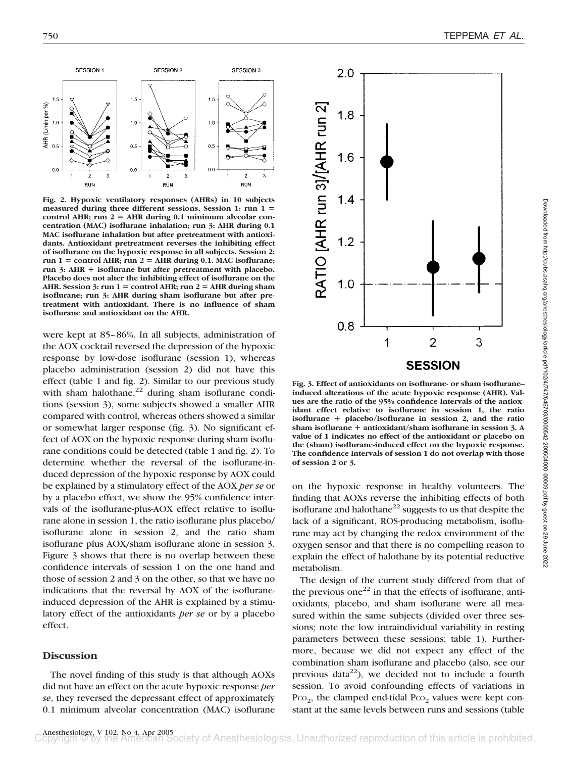Fig. 2. Hypoxic ventilatory responses (AHRs) in 10 subjects measured during three different sessions. Session 1: run 1 = control AHR; run 2 = AHR during 0.1 minimum alveolar concentration (MAC) isoflurane inhalation; run 3: AHR during 0.1 MAC isoflurane inhalation but after pretreatment with antioxidants. Antioxidant pretreatment reverses the inhibiting effect of isoflurane on the hypoxic response in all subjects. Session 2: run 1 = control AHR; run 2 = AHR during 0.1. MAC isoflurane; run 3: AHR + isoflurane but after pretreatment with placebo. Placebo does not alter the inhibiting effect of isoflurane on the AHR. Session 3: run 1 = control AHR; run 2 = AHR during sham isoflurane; run 3: AHR during sham isoflurane but after pretreatment with antioxidant. There is no influence of sham isoflurane and antioxidant on the AHR.

were kept at 85–86%. In all subjects, administration of the AOX cocktail reversed the depression of the hypoxic response by low-dose isoflurane (session 1), whereas placebo administration (session 2) did not have this effect (table 1 and fig. 2). Similar to our previous study with sham halothane,[22] during sham isoflurane conditions (session 3), some subjects showed a smaller AHR compared with control, whereas others showed a similar or somewhat larger response (fig. 3). No significant effect of AOX on the hypoxic response during sham isoflurane conditions could be detected (table 1 and fig. 2). To determine whether the reversal of the isoflurane-induced depression of the hypoxic response by AOX could be explained by a stimulatory effect of the AOX *per se* or by a placebo effect, we show the 95% confidence intervals of the isoflurane-plus-AOX effect relative to isoflurane alone in session 1, the ratio isoflurane plus placebo/isoflurane alone in session 2, and the ratio sham isoflurane plus AOX/sham isoflurane alone in session 3. Figure 3 shows that there is no overlap between these confidence intervals of session 1 on the one hand and those of session 2 and 3 on the other, so that we have no indications that the reversal by AOX of the isoflurane-induced depression of the AHR is explained by a stimulatory effect of the antioxidants *per se* or by a placebo effect.

## Discussion

The novel finding of this study is that although AOXs did not have an effect on the acute hypoxic response *per se*, they reversed the depressant effect of approximately 0.1 minimum alveolar concentration (MAC) isoflurane on the hypoxic response in healthy volunteers. The finding that AOXs reverse the inhibiting effects of both isoflurane and halothane[22] suggests to us that despite the lack of a significant, ROS-producing metabolism, isoflurane may act by changing the redox environment of the oxygen sensor and that there is no compelling reason to explain the effect of halothane by its potential reductive metabolism.

The design of the current study differed from that of the previous one[22] in that the effects of isoflurane, antioxidants, placebo, and sham isoflurane were all measured within the same subjects (divided over three sessions; note the low intraindividual variability in resting parameters between these sessions; table 1). Furthermore, because we did not expect any effect of the combination sham isoflurane and placebo (also, see our previous data[22]), we decided not to include a fourth session. To avoid confounding effects of variations in $P_{CO_2}$, the clamped end-tidal $P_{CO_2}$ values were kept constant at the same levels between runs and sessions (table

Fig. 3. Effect of antioxidants on isoflurane- or sham isoflurane–induced alterations of the acute hypoxic response (AHR). Values are the ratio of the 95% confidence intervals of the antioxidant effect relative to isoflurane in session 1, the ratio isoflurane + placebo/isoflurane in session 2, and the ratio sham isoflurane + antioxidant/sham isoflurane in session 3. A value of 1 indicates no effect of the antioxidant or placebo on the (sham) isoflurane-induced effect on the hypoxic response. The confidence intervals of session 1 do not overlap with those of session 2 or 3.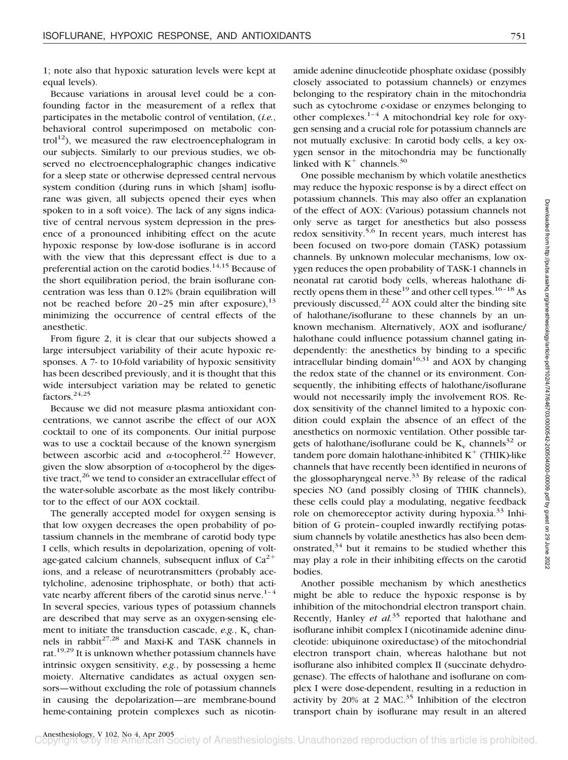1; note also that hypoxic saturation levels were kept at equal levels).

Because variations in arousal level could be a confounding factor in the measurement of a reflex that participates in the metabolic control of ventilation, (*i.e.*, behavioral control superimposed on metabolic control[12]), we measured the raw electroencephalogram in our subjects. Similarly to our previous studies, we observed no electroencephalographic changes indicative for a sleep state or otherwise depressed central nervous system condition (during runs in which [sham] isoflurane was given, all subjects opened their eyes when spoken to in a soft voice). The lack of any signs indicative of central nervous system depression in the presence of a pronounced inhibiting effect on the acute hypoxic response by low-dose isoflurane is in accord with the view that this depressant effect is due to a preferential action on the carotid bodies.[14,15] Because of the short equilibration period, the brain isoflurane concentration was less than 0.12% (brain equilibration will not be reached before 20–25 min after exposure),[13] minimizing the occurrence of central effects of the anesthetic.

From figure 2, it is clear that our subjects showed a large intersubject variability of their acute hypoxic responses. A 7- to 10-fold variability of hypoxic sensitivity has been described previously, and it is thought that this wide intersubject variation may be related to genetic factors.[24,25]

Because we did not measure plasma antioxidant concentrations, we cannot ascribe the effect of our AOX cocktail to one of its components. Our initial purpose was to use a cocktail because of the known synergism between ascorbic acid and α-tocopherol.[22] However, given the slow absorption of α-tocopherol by the digestive tract,[26] we tend to consider an extracellular effect of the water-soluble ascorbate as the most likely contributor to the effect of our AOX cocktail.

The generally accepted model for oxygen sensing is that low oxygen decreases the open probability of potassium channels in the membrane of carotid body type I cells, which results in depolarization, opening of voltage-gated calcium channels, subsequent influx of $Ca^{2+}$ ions, and a release of neurotransmitters (probably acetylcholine, adenosine triphosphate, or both) that activate nearby afferent fibers of the carotid sinus nerve.[1–4] In several species, various types of potassium channels are described that may serve as an oxygen-sensing element to initiate the transduction cascade, *e.g.*, $K_v$ channels in rabbit[27,28] and Maxi-K and TASK channels in rat.[19,29] It is unknown whether potassium channels have intrinsic oxygen sensitivity, *e.g.*, by possessing a heme moiety. Alternative candidates as actual oxygen sensors—without excluding the role of potassium channels in causing the depolarization—are membrane-bound heme-containing protein complexes such as nicotinamide adenine dinucleotide phosphate oxidase (possibly closely associated to potassium channels) or enzymes belonging to the respiratory chain in the mitochondria such as cytochrome *c*-oxidase or enzymes belonging to other complexes.[1–4] A mitochondrial key role for oxygen sensing and a crucial role for potassium channels are not mutually exclusive: In carotid body cells, a key oxygen sensor in the mitochondria may be functionally linked with $K^+$ channels.[30]

One possible mechanism by which volatile anesthetics may reduce the hypoxic response is by a direct effect on potassium channels. This may also offer an explanation of the effect of AOX: (Various) potassium channels not only serve as target for anesthetics but also possess redox sensitivity.[5,6] In recent years, much interest has been focused on two-pore domain (TASK) potassium channels. By unknown molecular mechanisms, low oxygen reduces the open probability of TASK-1 channels in neonatal rat carotid body cells, whereas halothane directly opens them in these[19] and other cell types.[16–18] As previously discussed,[22] AOX could alter the binding site of halothane/isoflurane to these channels by an unknown mechanism. Alternatively, AOX and isoflurane/halothane could influence potassium channel gating independently: the anesthetics by binding to a specific intracellular binding domain[16,31] and AOX by changing the redox state of the channel or its environment. Consequently, the inhibiting effects of halothane/isoflurane would not necessarily imply the involvement ROS. Redox sensitivity of the channel limited to a hypoxic condition could explain the absence of an effect of the anesthetics on normoxic ventilation. Other possible targets of halothane/isoflurane could be $K_v$ channels[32] or tandem pore domain halothane-inhibited $K^+$ (THIK)-like channels that have recently been identified in neurons of the glossopharyngeal nerve.[33] By release of the radical species NO (and possibly closing of THIK channels), these cells could play a modulating, negative feedback role on chemoreceptor activity during hypoxia.[33] Inhibition of G protein–coupled inwardly rectifying potassium channels by volatile anesthetics has also been demonstrated,[34] but it remains to be studied whether this may play a role in their inhibiting effects on the carotid bodies.

Another possible mechanism by which anesthetics might be able to reduce the hypoxic response is by inhibition of the mitochondrial electron transport chain. Recently, Hanley *et al.*[35] reported that halothane and isoflurane inhibit complex I (nicotinamide adenine dinucleotide: ubiquinone oxireductase) of the mitochondrial electron transport chain, whereas halothane but not isoflurane also inhibited complex II (succinate dehydrogenase). The effects of halothane and isoflurane on complex I were dose-dependent, resulting in a reduction in activity by 20% at 2 MAC.[35] Inhibition of the electron transport chain by isoflurane may result in an altered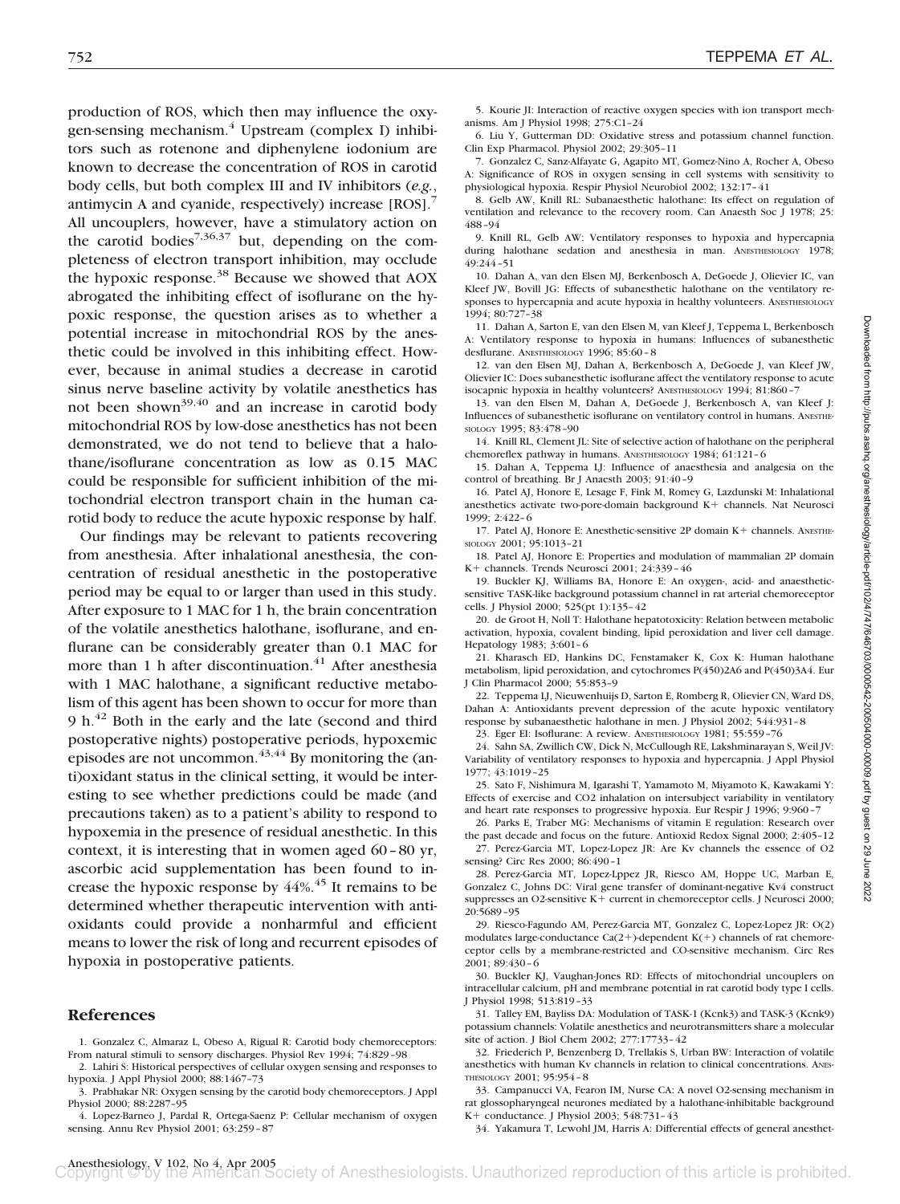production of ROS, which then may influence the oxygen-sensing mechanism.[4] Upstream (complex I) inhibitors such as rotenone and diphenylene iodonium are known to decrease the concentration of ROS in carotid body cells, but both complex III and IV inhibitors (*e.g.*, antimycin A and cyanide, respectively) increase [ROS].[7] All uncouplers, however, have a stimulatory action on the carotid bodies[7,36,37] but, depending on the completeness of electron transport inhibition, may occlude the hypoxic response.[38] Because we showed that AOX abrogated the inhibiting effect of isoflurane on the hypoxic response, the question arises as to whether a potential increase in mitochondrial ROS by the anesthetic could be involved in this inhibiting effect. However, because in animal studies a decrease in carotid sinus nerve baseline activity by volatile anesthetics has not been shown[39,40] and an increase in carotid body mitochondrial ROS by low-dose anesthetics has not been demonstrated, we do not tend to believe that a halothane/isoflurane concentration as low as 0.15 MAC could be responsible for sufficient inhibition of the mitochondrial electron transport chain in the human carotid body to reduce the acute hypoxic response by half.

Our findings may be relevant to patients recovering from anesthesia. After inhalational anesthesia, the concentration of residual anesthetic in the postoperative period may be equal to or larger than used in this study. After exposure to 1 MAC for 1 h, the brain concentration of the volatile anesthetics halothane, isoflurane, and enflurane can be considerably greater than 0.1 MAC for more than 1 h after discontinuation.[41] After anesthesia with 1 MAC halothane, a significant reductive metabolism of this agent has been shown to occur for more than 9 h.[42] Both in the early and the late (second and third postoperative nights) postoperative periods, hypoxemic episodes are not uncommon.[43,44] By monitoring the (anti)oxidant status in the clinical setting, it would be interesting to see whether predictions could be made (and precautions taken) as to a patient's ability to respond to hypoxemia in the presence of residual anesthetic. In this context, it is interesting that in women aged 60–80 yr, ascorbic acid supplementation has been found to increase the hypoxic response by 44%.[45] It remains to be determined whether therapeutic intervention with antioxidants could provide a nonharmful and efficient means to lower the risk of long and recurrent episodes of hypoxia in postoperative patients.

## References

1. Gonzalez C, Almaraz L, Obeso A, Rigual R: Carotid body chemoreceptors: From natural stimuli to sensory discharges. Physiol Rev 1994; 74:829–98
2. Lahiri S: Historical perspectives of cellular oxygen sensing and responses to hypoxia. J Appl Physiol 2000; 88:1467–73
3. Prabhakar NR: Oxygen sensing by the carotid body chemoreceptors. J Appl Physiol 2000; 88:2287–95
4. Lopez-Barneo J, Pardal R, Ortega-Saenz P: Cellular mechanism of oxygen sensing. Annu Rev Physiol 2001; 63:259–87
5. Kourie JI: Interaction of reactive oxygen species with ion transport mechanisms. Am J Physiol 1998; 275:C1–24
6. Liu Y, Gutterman DD: Oxidative stress and potassium channel function. Clin Exp Pharmacol. Physiol 2002; 29:305–11
7. Gonzalez C, Sanz-Alfayate G, Agapito MT, Gomez-Nino A, Rocher A, Obeso A: Significance of ROS in oxygen sensing in cell systems with sensitivity to physiological hypoxia. Respir Physiol Neurobiol 2002; 132:17–41
8. Gelb AW, Knill RL: Subanaesthetic halothane: Its effect on regulation of ventilation and relevance to the recovery room. Can Anaesth Soc J 1978; 25:488–94
9. Knill RL, Gelb AW: Ventilatory responses to hypoxia and hypercapnia during halothane sedation and anesthesia in man. ANESTHESIOLOGY 1978; 49:244–51
10. Dahan A, van den Elsen MJ, Berkenbosch A, DeGoede J, Olievier IC, van Kleef JW, Bovill JG: Effects of subanesthetic halothane on the ventilatory responses to hypercapnia and acute hypoxia in healthy volunteers. ANESTHESIOLOGY 1994; 80:727–38
11. Dahan A, Sarton E, van den Elsen M, van Kleef J, Teppema L, Berkenbosch A: Ventilatory response to hypoxia in humans: Influences of subanesthetic desflurane. ANESTHESIOLOGY 1996; 85:60–8
12. van den Elsen MJ, Dahan A, Berkenbosch A, DeGoede J, van Kleef JW, Olievier IC: Does subanesthetic isoflurane affect the ventilatory response to acute isocapnic hypoxia in healthy volunteers? ANESTHESIOLOGY 1994; 81:860–7
13. van den Elsen M, Dahan A, DeGoede J, Berkenbosch A, van Kleef J: Influences of subanesthetic isoflurane on ventilatory control in humans. ANESTHESIOLOGY 1995; 83:478–90
14. Knill RL, Clement JL: Site of selective action of halothane on the peripheral chemoreflex pathway in humans. ANESTHESIOLOGY 1984; 61:121–6
15. Dahan A, Teppema LJ: Influence of anaesthesia and analgesia on the control of breathing. Br J Anaesth 2003; 91:40–9
16. Patel AJ, Honore E, Lesage F, Fink M, Romey G, Lazdunski M: Inhalational anesthetics activate two-pore-domain background K+ channels. Nat Neurosci 1999; 2:422–6
17. Patel AJ, Honore E: Anesthetic-sensitive 2P domain K+ channels. ANESTHESIOLOGY 2001; 95:1013–21
18. Patel AJ, Honore E: Properties and modulation of mammalian 2P domain K+ channels. Trends Neurosci 2001; 24:339–46
19. Buckler KJ, Williams BA, Honore E: An oxygen-, acid- and anaesthetic-sensitive TASK-like background potassium channel in rat arterial chemoreceptor cells. J Physiol 2000; 525(pt 1):135–42
20. de Groot H, Noll T: Halothane hepatotoxicity: Relation between metabolic activation, hypoxia, covalent binding, lipid peroxidation and liver cell damage. Hepatology 1983; 3:601–6
21. Kharasch ED, Hankins DC, Fenstamaker K, Cox K: Human halothane metabolism, lipid peroxidation, and cytochromes P(450)2A6 and P(450)3A4. Eur J Clin Pharmacol 2000; 55:853–9
22. Teppema LJ, Nieuwenhuijs D, Sarton E, Romberg R, Olievier CN, Ward DS, Dahan A: Antioxidants prevent depression of the acute hypoxic ventilatory response by subanaesthetic halothane in men. J Physiol 2002; 544:931–8
23. Eger EI: Isoflurane: A review. ANESTHESIOLOGY 1981; 55:559–76
24. Sahn SA, Zwillich CW, Dick N, McCullough RE, Lakshminarayan S, Weil JV: Variability of ventilatory responses to hypoxia and hypercapnia. J Appl Physiol 1977; 43:1019–25
25. Sato F, Nishimura M, Igarashi T, Yamamoto M, Miyamoto K, Kawakami Y: Effects of exercise and CO2 inhalation on intersubject variability in ventilatory and heart rate responses to progressive hypoxia. Eur Respir J 1996; 9:960–7
26. Parks E, Traber MG: Mechanisms of vitamin E regulation: Research over the past decade and focus on the future. Antioxid Redox Signal 2000; 2:405–12
27. Perez-Garcia MT, Lopez-Lopez JR: Are Kv channels the essence of O2 sensing? Circ Res 2000; 86:490–1
28. Perez-Garcia MT, Lopez-Lppez JR, Riesco AM, Hoppe UC, Marban E, Gonzalez C, Johns DC: Viral gene transfer of dominant-negative Kv4 construct suppresses an O2-sensitive K+ current in chemoreceptor cells. J Neurosci 2000; 20:5689–95
29. Riesco-Fagundo AM, Perez-Garcia MT, Gonzalez C, Lopez-Lopez JR: O(2) modulates large-conductance Ca(2+)-dependent K(+) channels of rat chemoreceptor cells by a membrane-restricted and CO-sensitive mechanism. Circ Res 2001; 89:430–6
30. Buckler KJ, Vaughan-Jones RD: Effects of mitochondrial uncouplers on intracellular calcium, pH and membrane potential in rat carotid body type I cells. J Physiol 1998; 513:819–33
31. Talley EM, Bayliss DA: Modulation of TASK-1 (Kcnk3) and TASK-3 (Kcnk9) potassium channels: Volatile anesthetics and neurotransmitters share a molecular site of action. J Biol Chem 2002; 277:17733–42
32. Friederich P, Benzenberg D, Trellakis S, Urban BW: Interaction of volatile anesthetics with human Kv channels in relation to clinical concentrations. ANESTHESIOLOGY 2001; 95:954–8
33. Campanucci VA, Fearon IM, Nurse CA: A novel O2-sensing mechanism in rat glossopharyngeal neurones mediated by a halothane-inhibitable background K+ conductance. J Physiol 2003; 548:731–43
34. Yakamura T, Lewohl JM, Harris A: Differential effects of general anesthet-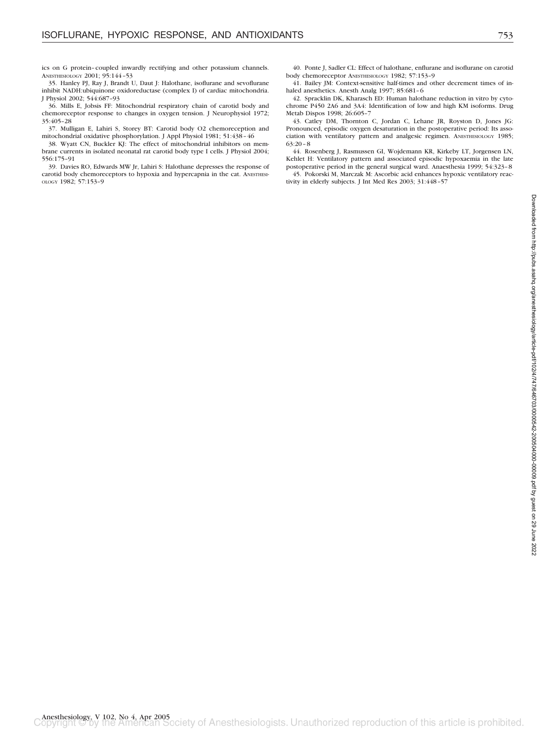ics on G protein–coupled inwardly rectifying and other potassium channels. ANESTHESIOLOGY 2001; 95:144–53

35. Hanley PJ, Ray J, Brandt U, Daut J: Halothane, isoflurane and sevoflurane inhibit NADH:ubiquinone oxidoreductase (complex I) of cardiac mitochondria. J Physiol 2002; 544:687–93

36. Mills E, Jobsis FF: Mitochondrial respiratory chain of carotid body and chemoreceptor response to changes in oxygen tension. J Neurophysiol 1972; 35:405–28

37. Mulligan E, Lahiri S, Storey BT: Carotid body O2 chemoreception and mitochondrial oxidative phosphorylation. J Appl Physiol 1981; 51:438–46

38. Wyatt CN, Buckler KJ: The effect of mitochondrial inhibitors on membrane currents in isolated neonatal rat carotid body type I cells. J Physiol 2004; 556:175–91

39. Davies RO, Edwards MW Jr, Lahiri S: Halothane depresses the response of carotid body chemoreceptors to hypoxia and hypercapnia in the cat. ANESTHESIOLOGY 1982; 57:153–9

40. Ponte J, Sadler CL: Effect of halothane, enflurane and isoflurane on carotid body chemoreceptor ANESTHESIOLOGY 1982; 57:153–9

41. Bailey JM: Context-sensitive half-times and other decrement times of inhaled anesthetics. Anesth Analg 1997; 85:681–6

42. Spracklin DK, Kharasch ED: Human halothane reduction in vitro by cytochrome P450 2A6 and 3A4: Identification of low and high KM isoforms. Drug Metab Dispos 1998; 26:605–7

43. Catley DM, Thornton C, Jordan C, Lehane JR, Royston D, Jones JG: Pronounced, episodic oxygen desaturation in the postoperative period: Its association with ventilatory pattern and analgesic regimen. ANESTHESIOLOGY 1985; 63:20–8

44. Rosenberg J, Rasmussen GI, Wojdemann KR, Kirkeby LT, Jorgensen LN, Kehlet H: Ventilatory pattern and associated episodic hypoxaemia in the late postoperative period in the general surgical ward. Anaesthesia 1999; 54:323–8

45. Pokorski M, Marczak M: Ascorbic acid enhances hypoxic ventilatory reactivity in elderly subjects. J Int Med Res 2003; 31:448–57